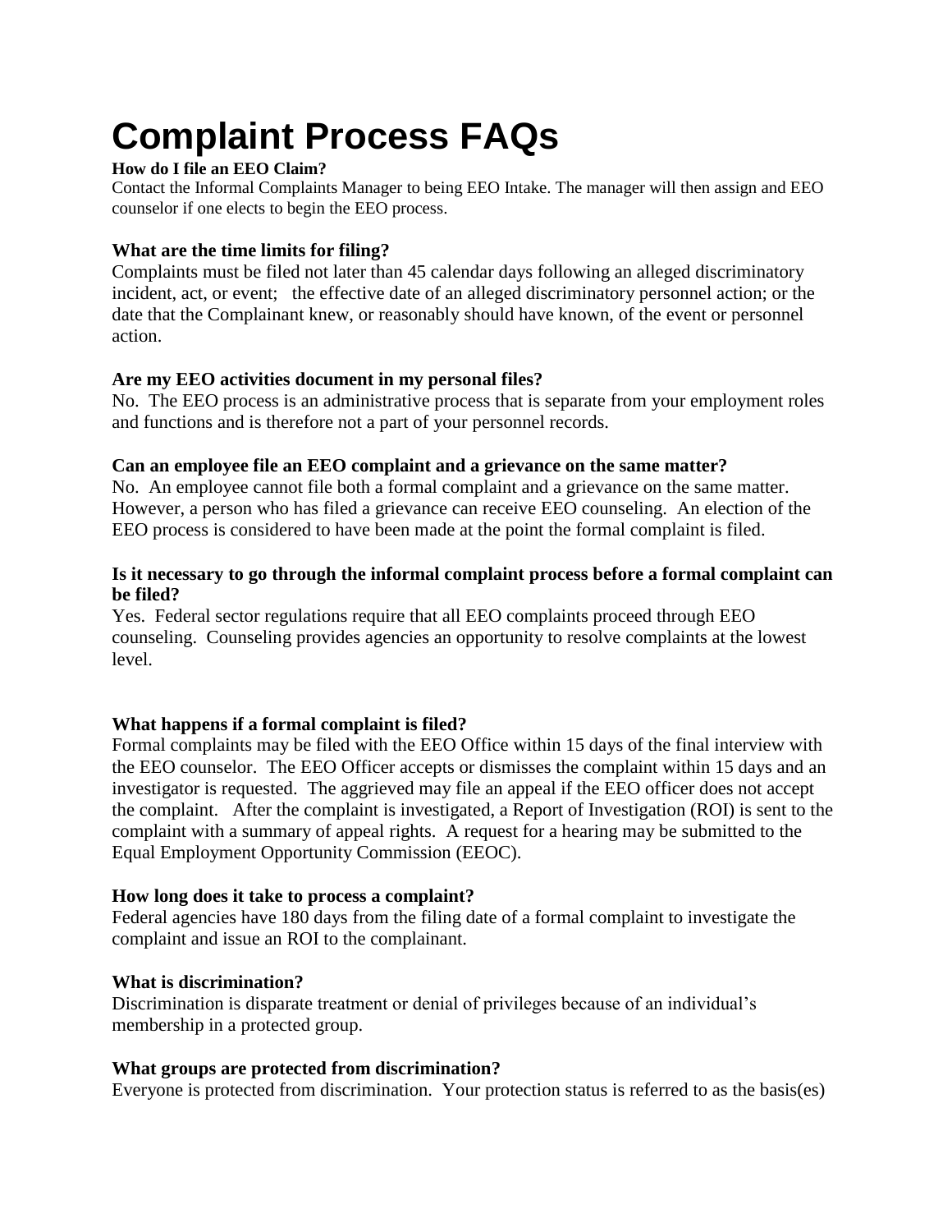# Complaint Process FAQs

**How do I file an EEO Claim?**

Contact the Informal Complaints Manager to being EEO Intake. The manager will then assign and EEO counselor if one elects to begin the EEO process.

**What are the time limits for filing?**

Complaints must be filed not later than 45 calendar days following an alleged discriminatory incident, act, or event; the effective date of an alleged discriminatory personnel action; or the date that the Complainant knew, or reasonably should have known, of the event or personnel action.

**Are my EEO activities document in my personal files?**

No. The EEO process is an administrative process that is separate from your employment roles and functions and is therefore not a part of your personnel records.

**Can an employee file an EEO complaint and a grievance on the same matter?**

No. An employee cannot file both a formal complaint and a grievance on the same matter. However, a person who has filed a grievance can receive EEO counseling. An election of the EEO process is considered to have been made at the point the formal complaint is filed.

**Is it necessary to go through the informal complaint process before a formal complaint can be filed?**

Yes. Federal sector regulations require that all EEO complaints proceed through EEO counseling. Counseling provides agencies an opportunity to resolve complaints at the lowest level.

**What happens if a formal complaint is filed?**

Formal complaints may be filed with the EEO Office within 15 days of the final interview with the EEO counselor. The EEO Officer accepts or dismisses the complaint within 15 days and an investigator is requested. The aggrieved may file an appeal if the EEO officer does not accept the complaint. After the complaint is investigated, a Report of Investigation (ROI) is sent to the complaint with a summary of appeal rights. A request for a hearing may be submitted to the Equal Employment Opportunity Commission (EEOC).

**How long does it take to process a complaint?**

Federal agencies have 180 days from the filing date of a formal complaint to investigate the complaint and issue an ROI to the complainant.

**What is discrimination?**

Discrimination is disparate treatment or denial of privileges because of an individual's membership in a protected group.

**What groups are protected from discrimination?**

Everyone is protected from discrimination. Your protection status is referred to as the basis(es)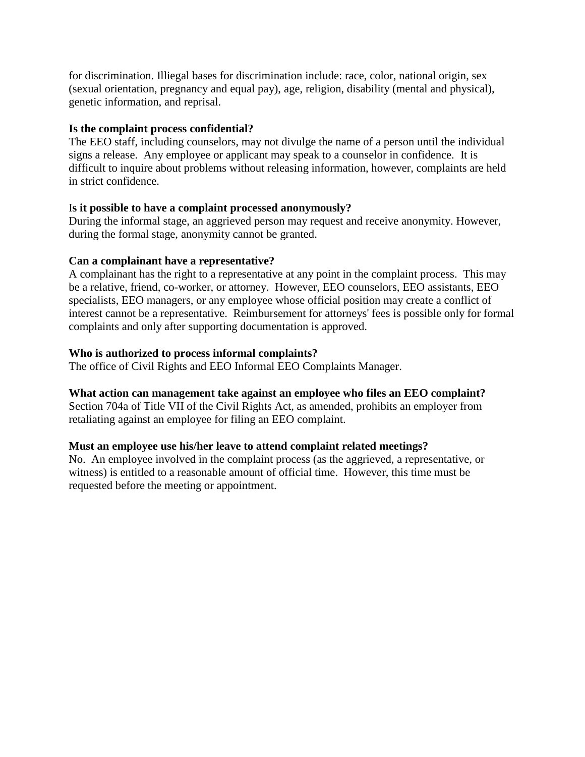for discrimination. Illiegal bases for discrimination include: race, color, national origin, sex (sexual orientation, pregnancy and equal pay), age, religion, disability (mental and physical), genetic information, and reprisal.

**Is the complaint process confidential?**

The EEO staff, including counselors, may not divulge the name of a person until the individual signs a release. Any employee or applicant may speak to a counselor in confidence. It is difficult to inquire about problems without releasing information, however, complaints are held in strict confidence.

I**s it possible to have a complaint processed anonymously?**

During the informal stage, an aggrieved person may request and receive anonymity. However, during the formal stage, anonymity cannot be granted.

**Can a complainant have a representative?**

A complainant has the right to a representative at any point in the complaint process. This may be a relative, friend, co-worker, or attorney. However, EEO counselors, EEO assistants, EEO specialists, EEO managers, or any employee whose official position may create a conflict of interest cannot be a representative. Reimbursement for attorneys' fees is possible only for formal complaints and only after supporting documentation is approved.

**Who is authorized to process informal complaints?**

The office of Civil Rights and EEO Informal EEO Complaints Manager.

**What action can management take against an employee who files an EEO complaint?**

Section 704a of Title VII of the Civil Rights Act, as amended, prohibits an employer from retaliating against an employee for filing an EEO complaint.

**Must an employee use his/her leave to attend complaint related meetings?**

No. An employee involved in the complaint process (as the aggrieved, a representative, or witness) is entitled to a reasonable amount of official time. However, this time must be requested before the meeting or appointment.